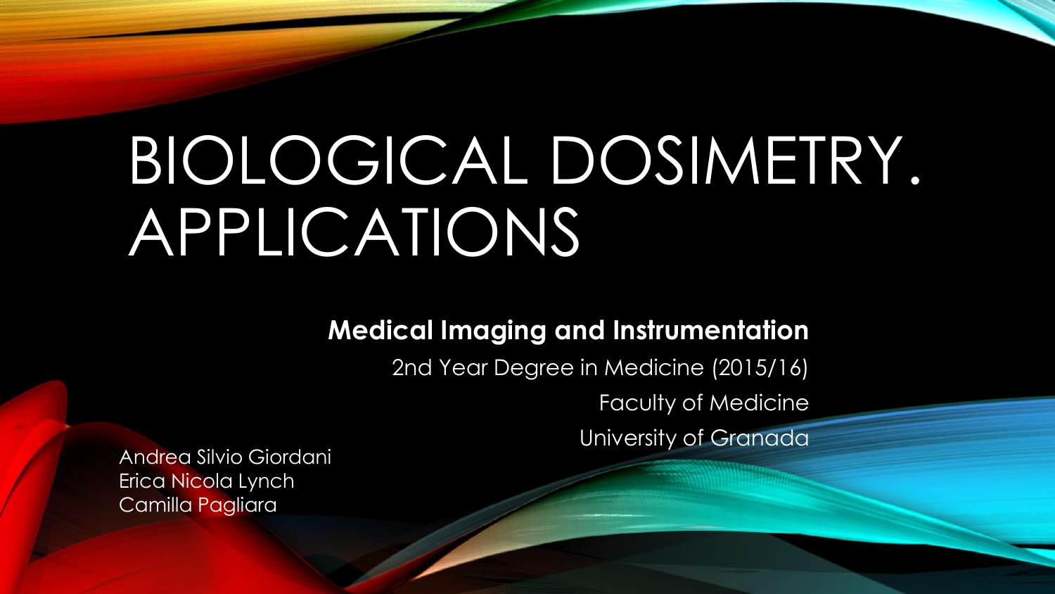# BIOLOGICAL DOSIMETRY. APPLICATIONS

**Medical Imaging and Instrumentation**

2nd Year Degree in Medicine (2015/16)

Faculty of Medicine

University of Granada

Andrea Silvio Giordani
Erica Nicola Lynch
Camilla Pagliara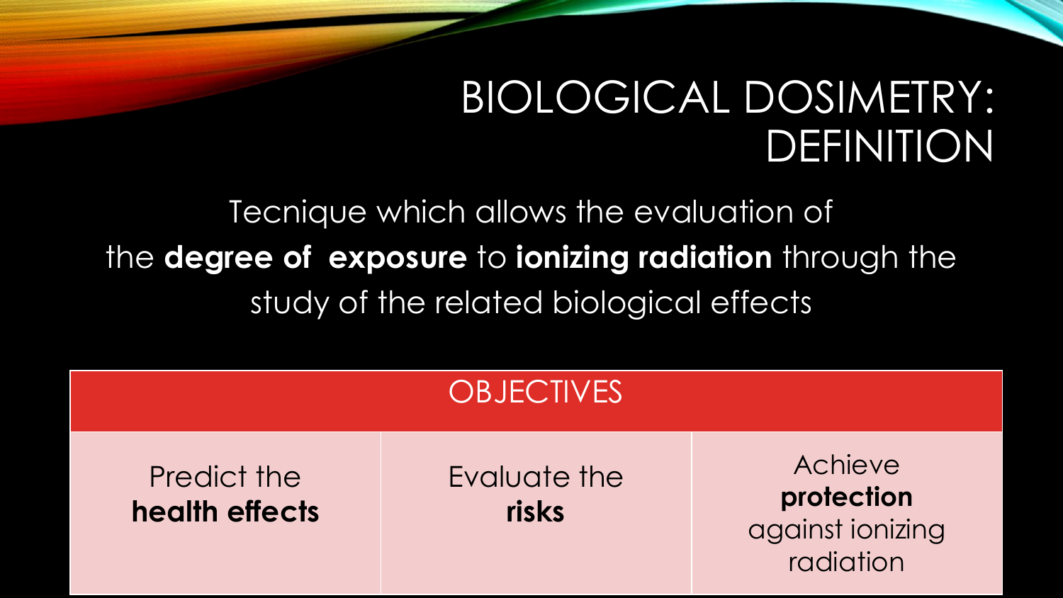# BIOLOGICAL DOSIMETRY: DEFINITION

Tecnique which allows the evaluation of the **degree of exposure** to **ionizing radiation** through the study of the related biological effects

| OBJECTIVES | | |
|---|---|---|
| Predict the **health effects** | Evaluate the **risks** | Achieve **protection** against ionizing radiation |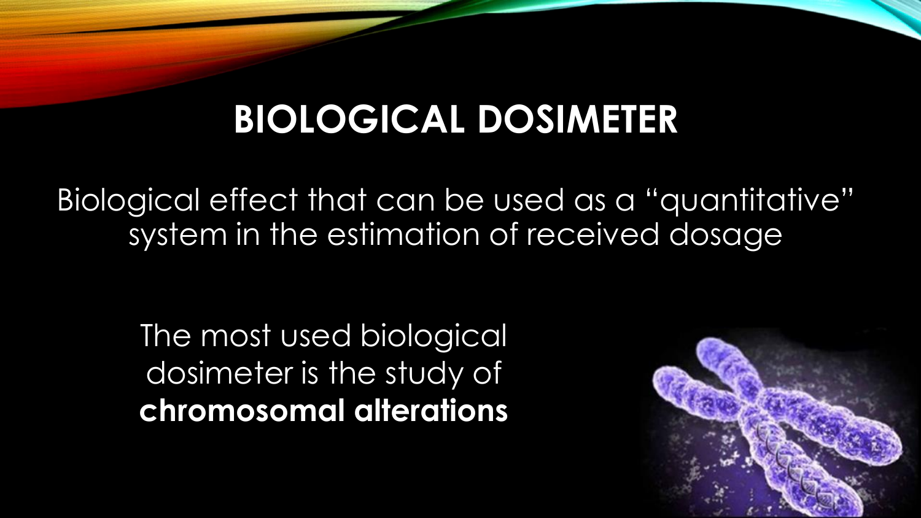# BIOLOGICAL DOSIMETER

Biological effect that can be used as a "quantitative" system in the estimation of received dosage

The most used biological dosimeter is the study of **chromosomal alterations**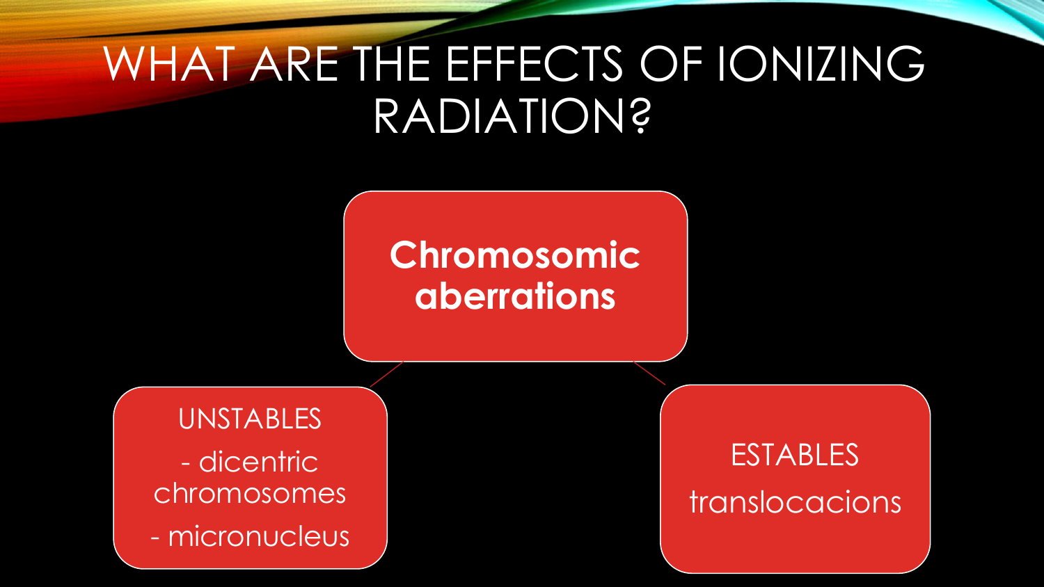# WHAT ARE THE EFFECTS OF IONIZING RADIATION?

**Chromosomic aberrations**

UNSTABLES

- dicentric chromosomes
- micronucleus

ESTABLES

translocacions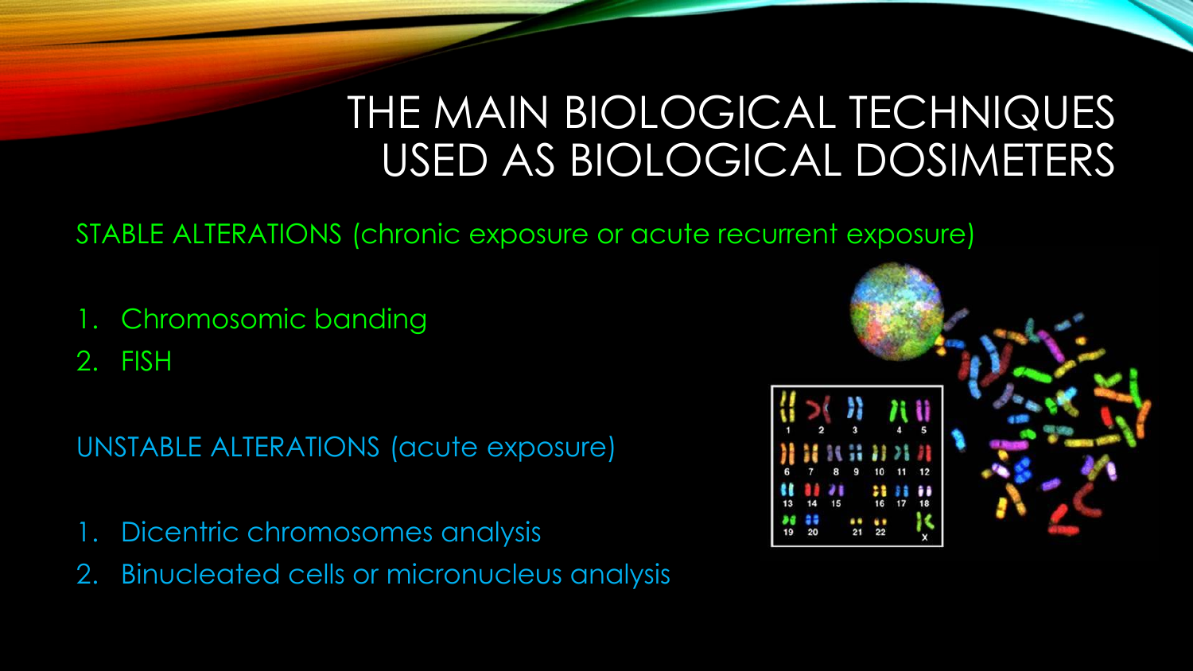# THE MAIN BIOLOGICAL TECHNIQUES USED AS BIOLOGICAL DOSIMETERS

STABLE ALTERATIONS (chronic exposure or acute recurrent exposure)

1. Chromosomic banding
2. FISH

UNSTABLE ALTERATIONS (acute exposure)

1. Dicentric chromosomes analysis
2. Binucleated cells or micronucleus analysis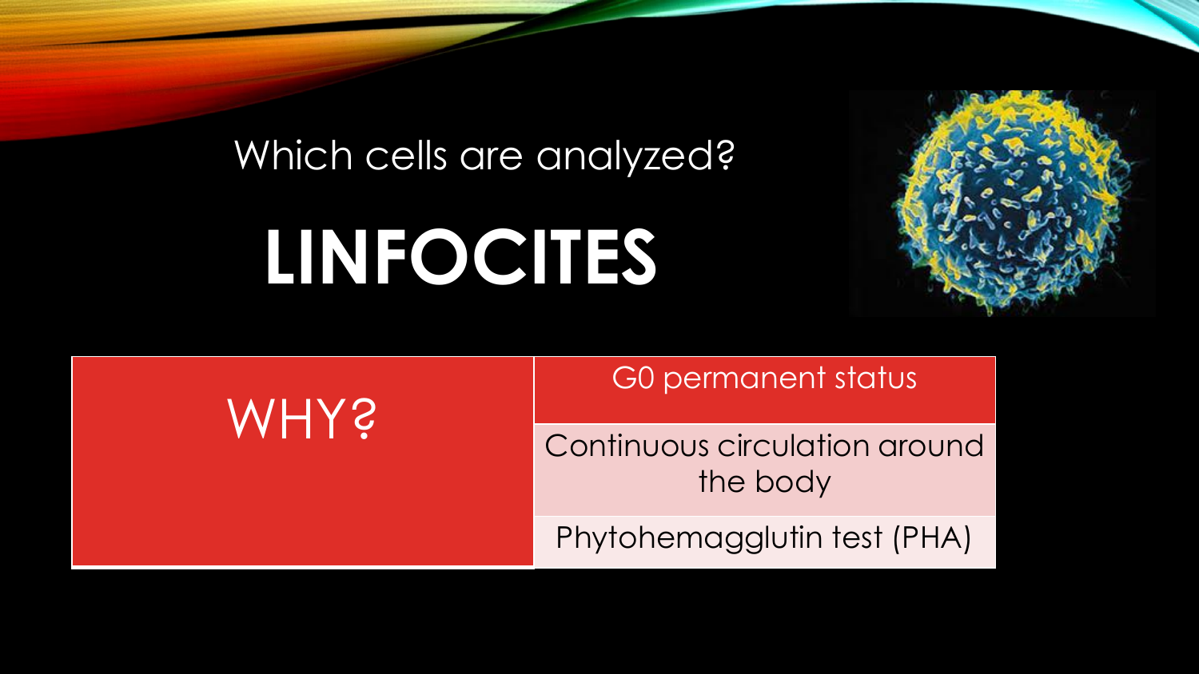Which cells are analyzed?

# LINFOCITES

| WHY? | G0 permanent status |
|---|---|
| | Continuous circulation around the body |
| | Phytohemagglutin test (PHA) |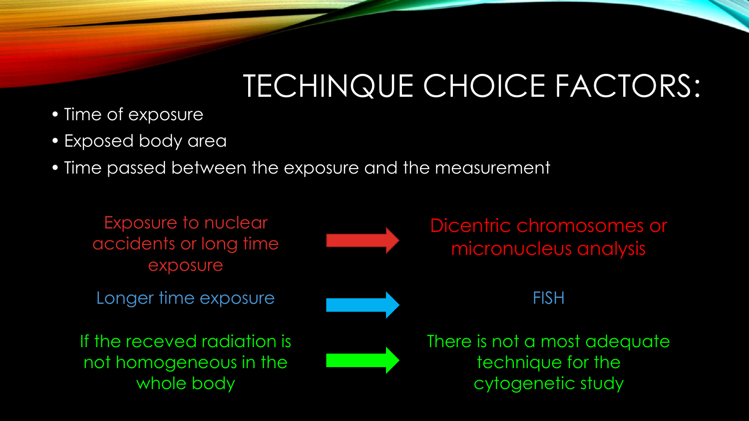# TECHINQUE CHOICE FACTORS:

- Time of exposure
- Exposed body area
- Time passed between the exposure and the measurement

Exposure to nuclear accidents or long time exposure → Dicentric chromosomes or micronucleus analysis

Longer time exposure → FISH

If the receved radiation is not homogeneous in the whole body → There is not a most adequate technique for the cytogenetic study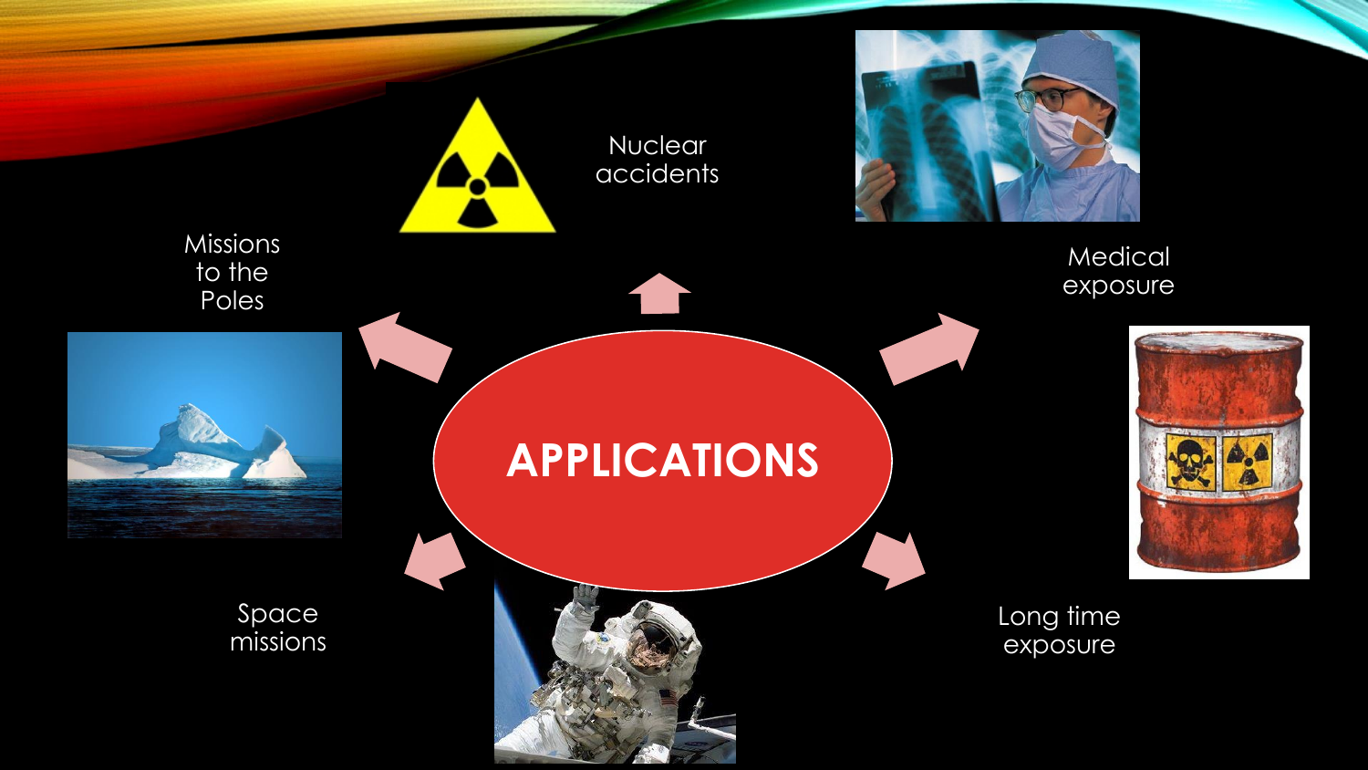# APPLICATIONS

- Nuclear accidents
- Medical exposure
- Long time exposure
- Space missions
- Missions to the Poles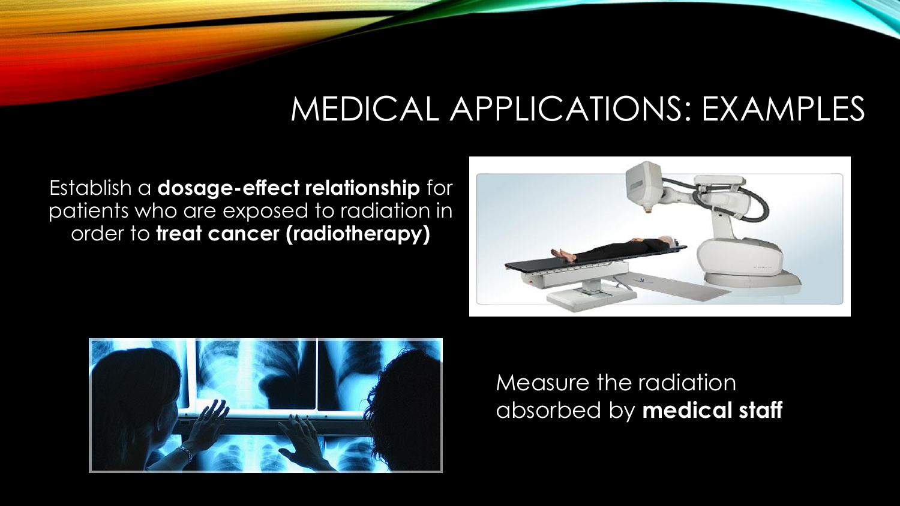# MEDICAL APPLICATIONS: EXAMPLES

Establish a **dosage-effect relationship** for patients who are exposed to radiation in order to **treat cancer (radiotherapy)**

Measure the radiation absorbed by **medical staff**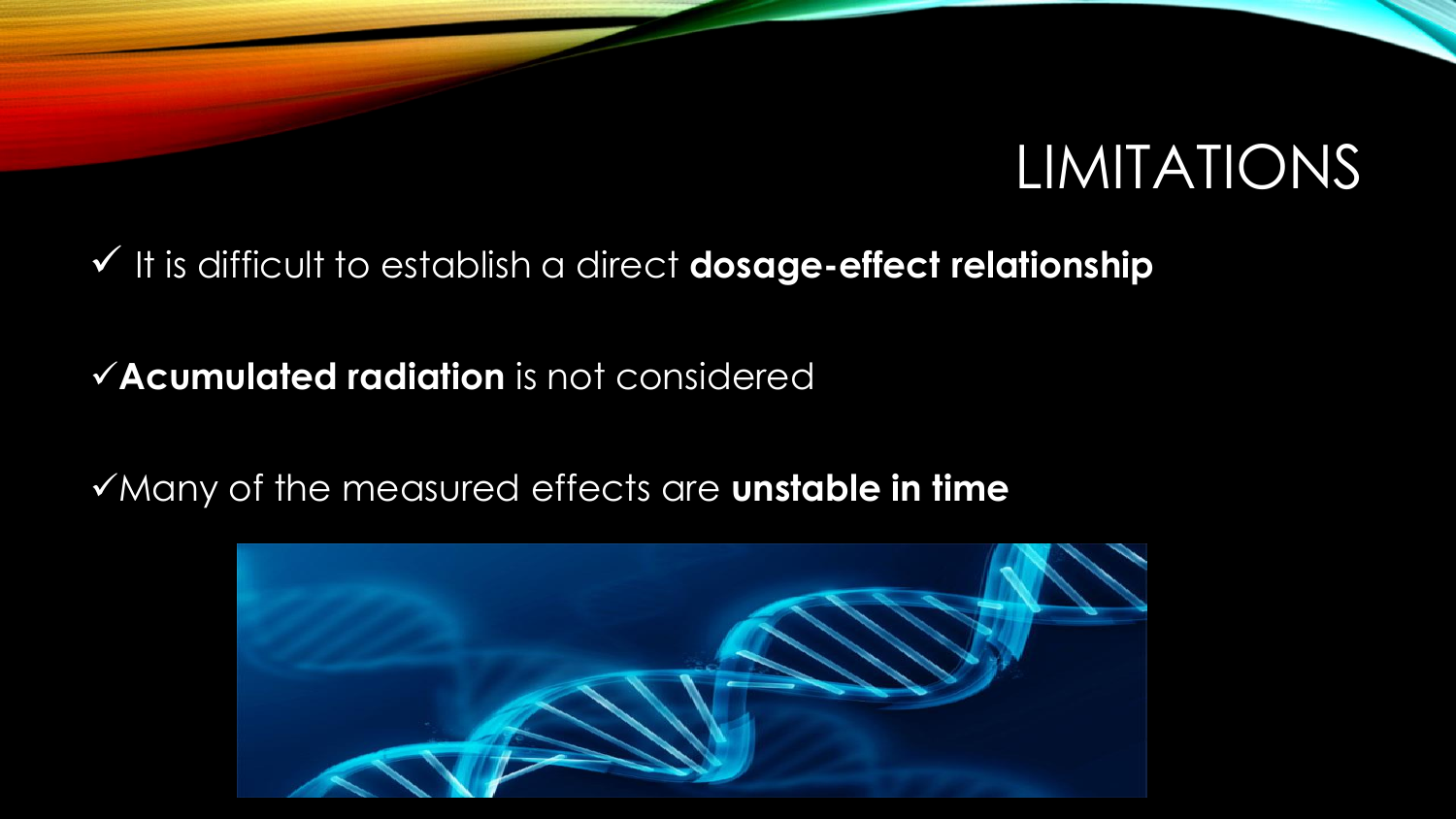# LIMITATIONS

- ✓ It is difficult to establish a direct **dosage-effect relationship**
- ✓ **Acumulated radiation** is not considered
- ✓ Many of the measured effects are **unstable in time**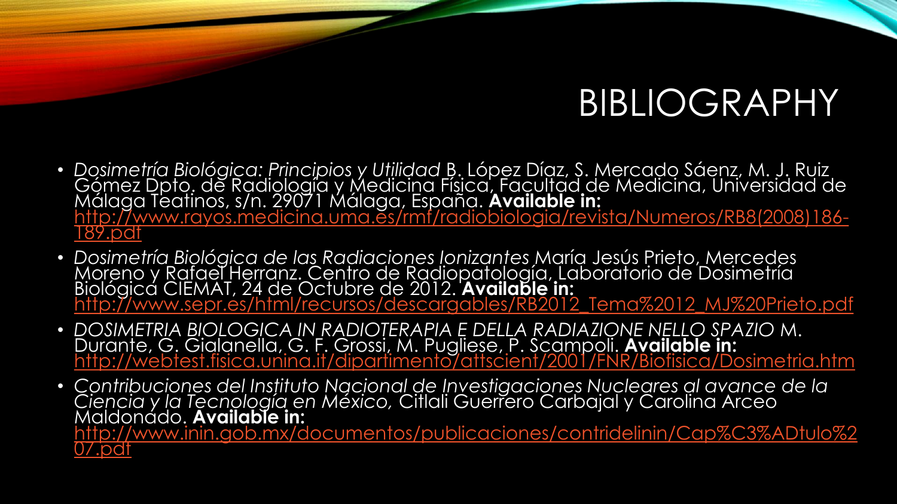# BIBLIOGRAPHY

- *Dosimetría Biológica: Principios y Utilidad* B. López Díaz, S. Mercado Sáenz, M. J. Ruiz Gómez Dpto. de Radiología y Medicina Física, Facultad de Medicina, Universidad de Málaga Teatinos, s/n. 29071 Málaga, España. **Available in:** http://www.rayos.medicina.uma.es/rmf/radiobiologia/revista/Numeros/RB8(2008)186-189.pdf
- *Dosimetría Biológica de las Radiaciones Ionizantes* María Jesús Prieto, Mercedes Moreno y Rafael Herranz. Centro de Radiopatología, Laboratorio de Dosimetría Biológica CIEMAT, 24 de Octubre de 2012. **Available in:** http://www.sepr.es/html/recursos/descargables/RB2012_Tema%2012_MJ%20Prieto.pdf
- *DOSIMETRIA BIOLOGICA IN RADIOTERAPIA E DELLA RADIAZIONE NELLO SPAZIO* M. Durante, G. Gialanella, G. F. Grossi, M. Pugliese, P. Scampoli. **Available in:** http://webtest.fisica.unina.it/dipartimento/attscient/2001/FNR/Biofisica/Dosimetria.htm
- *Contribuciones del Instituto Nacional de Investigaciones Nucleares al avance de la Ciencia y la Tecnología en México,* Citlali Guerrero Carbajal y Carolina Arceo Maldonado. **Available in:** http://www.inin.gob.mx/documentos/publicaciones/contridelinin/Cap%C3%ADtulo%207.pdf